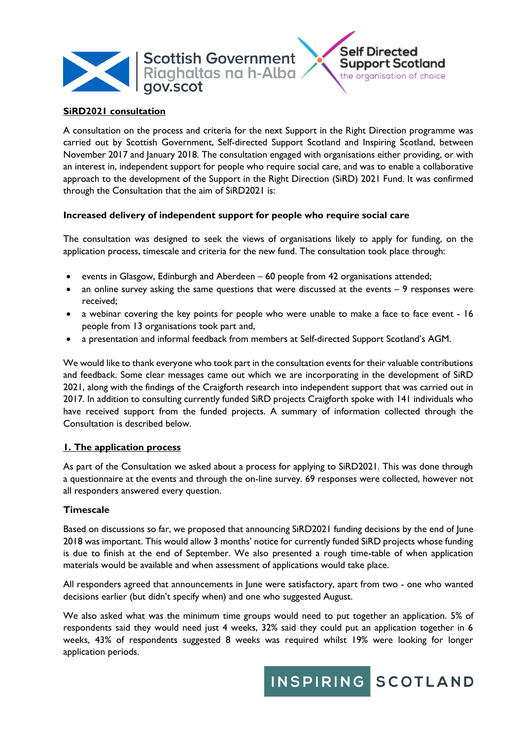## SiRD2021 consultation

A consultation on the process and criteria for the next Support in the Right Direction programme was carried out by Scottish Government, Self-directed Support Scotland and Inspiring Scotland, between November 2017 and January 2018. The consultation engaged with organisations either providing, or with an interest in, independent support for people who require social care, and was to enable a collaborative approach to the development of the Support in the Right Direction (SiRD) 2021 Fund. It was confirmed through the Consultation that the aim of SiRD2021 is:

**Increased delivery of independent support for people who require social care**

The consultation was designed to seek the views of organisations likely to apply for funding, on the application process, timescale and criteria for the new fund. The consultation took place through:

- events in Glasgow, Edinburgh and Aberdeen – 60 people from 42 organisations attended;
- an online survey asking the same questions that were discussed at the events – 9 responses were received;
- a webinar covering the key points for people who were unable to make a face to face event - 16 people from 13 organisations took part and,
- a presentation and informal feedback from members at Self-directed Support Scotland's AGM.

We would like to thank everyone who took part in the consultation events for their valuable contributions and feedback. Some clear messages came out which we are incorporating in the development of SiRD 2021, along with the findings of the Craigforth research into independent support that was carried out in 2017. In addition to consulting currently funded SiRD projects Craigforth spoke with 141 individuals who have received support from the funded projects. A summary of information collected through the Consultation is described below.

### 1. The application process

As part of the Consultation we asked about a process for applying to SiRD2021. This was done through a questionnaire at the events and through the on-line survey. 69 responses were collected, however not all responders answered every question.

#### Timescale

Based on discussions so far, we proposed that announcing SiRD2021 funding decisions by the end of June 2018 was important. This would allow 3 months' notice for currently funded SiRD projects whose funding is due to finish at the end of September. We also presented a rough time-table of when application materials would be available and when assessment of applications would take place.

All responders agreed that announcements in June were satisfactory, apart from two - one who wanted decisions earlier (but didn't specify when) and one who suggested August.

We also asked what was the minimum time groups would need to put together an application. 5% of respondents said they would need just 4 weeks, 32% said they could put an application together in 6 weeks, 43% of respondents suggested 8 weeks was required whilst 19% were looking for longer application periods.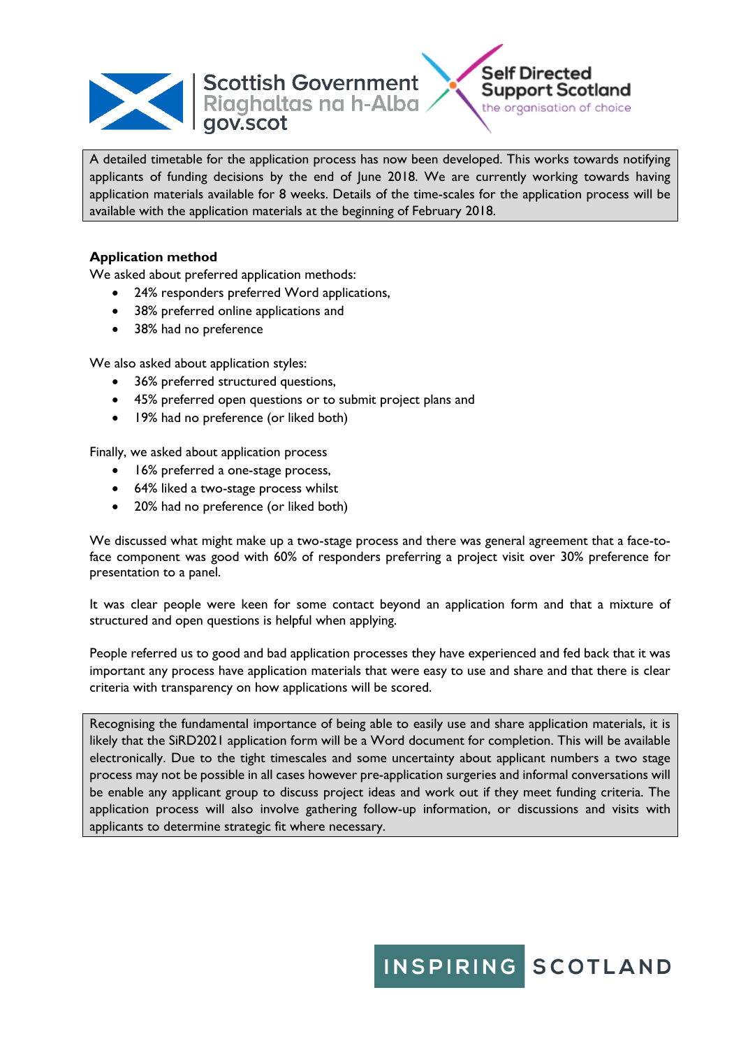A detailed timetable for the application process has now been developed. This works towards notifying applicants of funding decisions by the end of June 2018. We are currently working towards having application materials available for 8 weeks. Details of the time-scales for the application process will be available with the application materials at the beginning of February 2018.

**Application method**

We asked about preferred application methods:

- 24% responders preferred Word applications,
- 38% preferred online applications and
- 38% had no preference

We also asked about application styles:

- 36% preferred structured questions,
- 45% preferred open questions or to submit project plans and
- 19% had no preference (or liked both)

Finally, we asked about application process

- 16% preferred a one-stage process,
- 64% liked a two-stage process whilst
- 20% had no preference (or liked both)

We discussed what might make up a two-stage process and there was general agreement that a face-to-face component was good with 60% of responders preferring a project visit over 30% preference for presentation to a panel.

It was clear people were keen for some contact beyond an application form and that a mixture of structured and open questions is helpful when applying.

People referred us to good and bad application processes they have experienced and fed back that it was important any process have application materials that were easy to use and share and that there is clear criteria with transparency on how applications will be scored.

Recognising the fundamental importance of being able to easily use and share application materials, it is likely that the SiRD2021 application form will be a Word document for completion. This will be available electronically. Due to the tight timescales and some uncertainty about applicant numbers a two stage process may not be possible in all cases however pre-application surgeries and informal conversations will be enable any applicant group to discuss project ideas and work out if they meet funding criteria. The application process will also involve gathering follow-up information, or discussions and visits with applicants to determine strategic fit where necessary.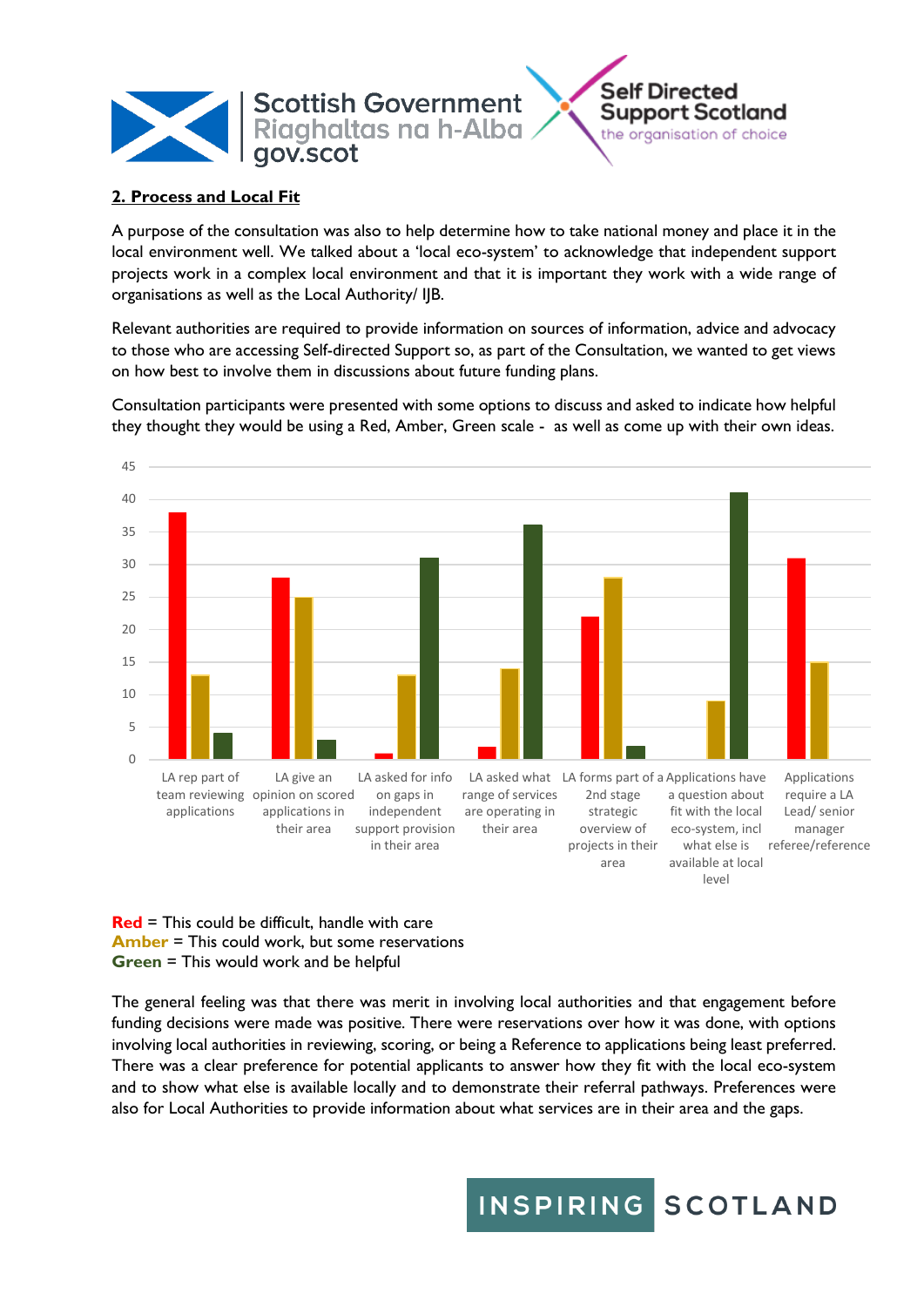## 2. Process and Local Fit

A purpose of the consultation was also to help determine how to take national money and place it in the local environment well. We talked about a 'local eco-system' to acknowledge that independent support projects work in a complex local environment and that it is important they work with a wide range of organisations as well as the Local Authority/ IJB.

Relevant authorities are required to provide information on sources of information, advice and advocacy to those who are accessing Self-directed Support so, as part of the Consultation, we wanted to get views on how best to involve them in discussions about future funding plans.

Consultation participants were presented with some options to discuss and asked to indicate how helpful they thought they would be using a Red, Amber, Green scale - as well as come up with their own ideas.

| Option | Red | Amber | Green |
|---|---|---|---|
| LA rep part of team reviewing applications | 38 | 13 | 4 |
| LA give an opinion on scored applications in their area | 28 | 25 | 3 |
| LA asked for info on gaps in independent support provision in their area | 1 | 13 | 31 |
| LA asked what range of services are operating in their area | 2 | 14 | 36 |
| LA forms part of a 2nd stage strategic overview of projects in their area | 22 | 28 | 2 |
| Applications have a question about fit with the local eco-system, incl what else is available at local level | 0 | 9 | 41 |
| Applications require a LA Lead/ senior manager referee/reference | 31 | 15 | 0 |

**Red** = This could be difficult, handle with care
**Amber** = This could work, but some reservations
**Green** = This would work and be helpful

The general feeling was that there was merit in involving local authorities and that engagement before funding decisions were made was positive. There were reservations over how it was done, with options involving local authorities in reviewing, scoring, or being a Reference to applications being least preferred. There was a clear preference for potential applicants to answer how they fit with the local eco-system and to show what else is available locally and to demonstrate their referral pathways. Preferences were also for Local Authorities to provide information about what services are in their area and the gaps.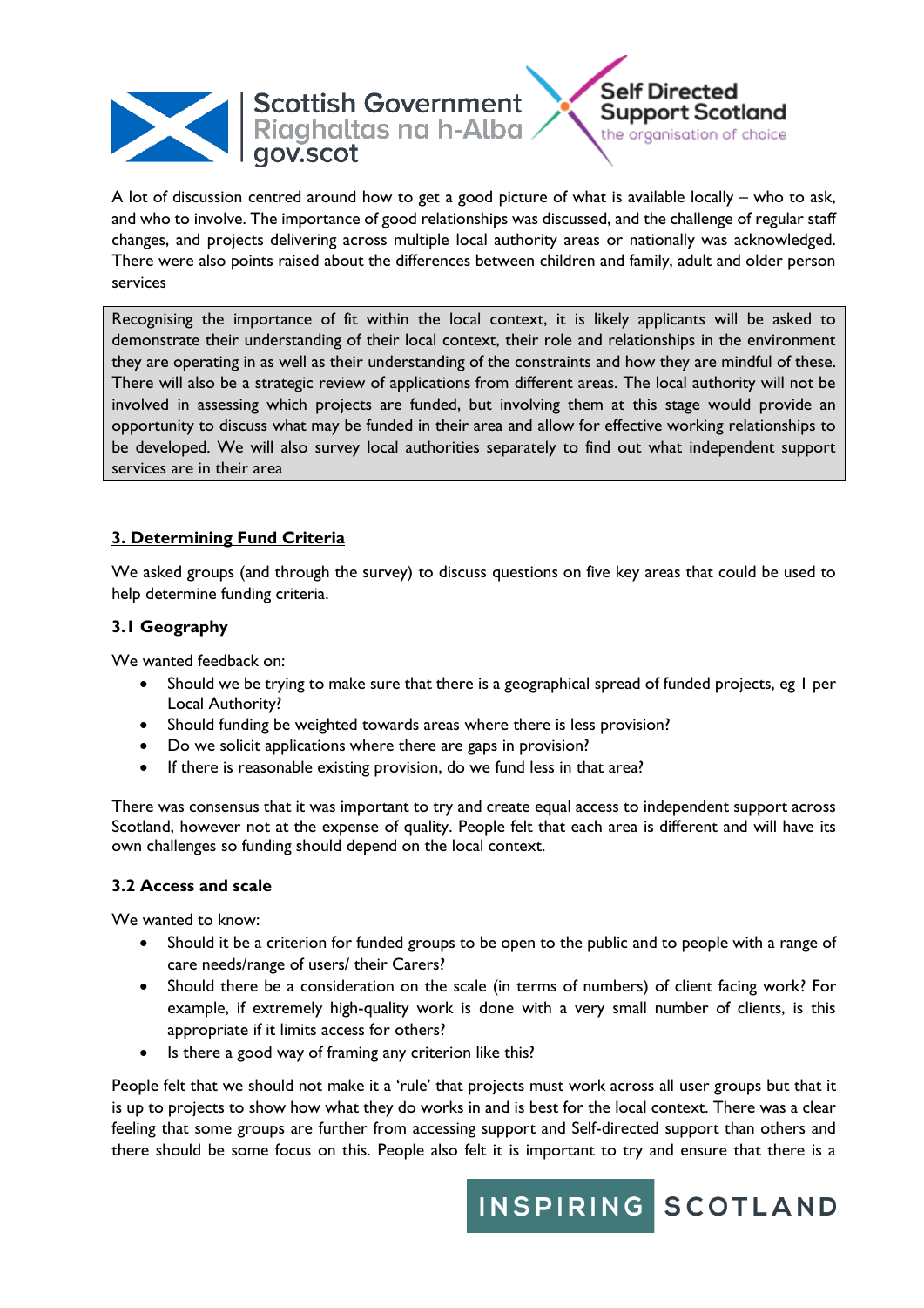A lot of discussion centred around how to get a good picture of what is available locally – who to ask, and who to involve. The importance of good relationships was discussed, and the challenge of regular staff changes, and projects delivering across multiple local authority areas or nationally was acknowledged. There were also points raised about the differences between children and family, adult and older person services

> Recognising the importance of fit within the local context, it is likely applicants will be asked to demonstrate their understanding of their local context, their role and relationships in the environment they are operating in as well as their understanding of the constraints and how they are mindful of these. There will also be a strategic review of applications from different areas. The local authority will not be involved in assessing which projects are funded, but involving them at this stage would provide an opportunity to discuss what may be funded in their area and allow for effective working relationships to be developed. We will also survey local authorities separately to find out what independent support services are in their area

## 3. Determining Fund Criteria

We asked groups (and through the survey) to discuss questions on five key areas that could be used to help determine funding criteria.

### 3.1 Geography

We wanted feedback on:

- Should we be trying to make sure that there is a geographical spread of funded projects, eg 1 per Local Authority?
- Should funding be weighted towards areas where there is less provision?
- Do we solicit applications where there are gaps in provision?
- If there is reasonable existing provision, do we fund less in that area?

There was consensus that it was important to try and create equal access to independent support across Scotland, however not at the expense of quality. People felt that each area is different and will have its own challenges so funding should depend on the local context.

### 3.2 Access and scale

We wanted to know:

- Should it be a criterion for funded groups to be open to the public and to people with a range of care needs/range of users/ their Carers?
- Should there be a consideration on the scale (in terms of numbers) of client facing work? For example, if extremely high-quality work is done with a very small number of clients, is this appropriate if it limits access for others?
- Is there a good way of framing any criterion like this?

People felt that we should not make it a 'rule' that projects must work across all user groups but that it is up to projects to show how what they do works in and is best for the local context. There was a clear feeling that some groups are further from accessing support and Self-directed support than others and there should be some focus on this. People also felt it is important to try and ensure that there is a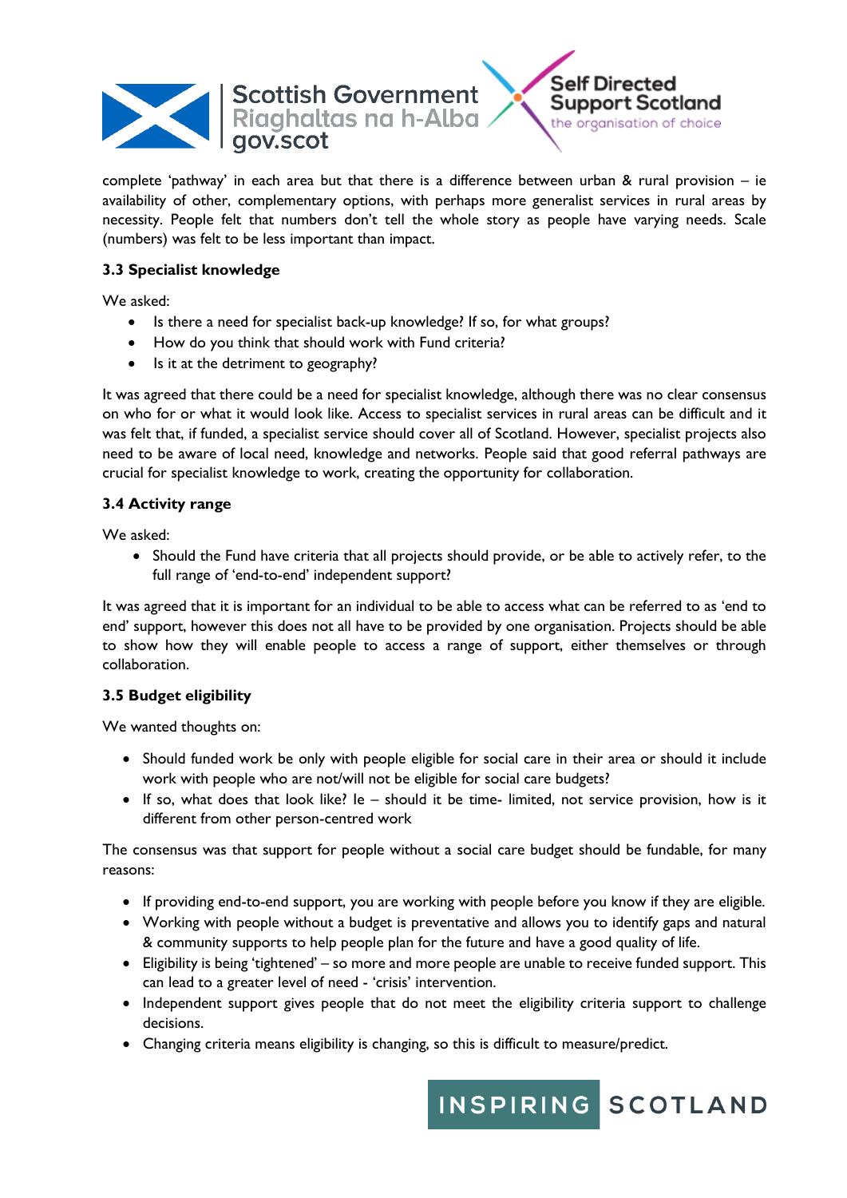complete 'pathway' in each area but that there is a difference between urban & rural provision – ie availability of other, complementary options, with perhaps more generalist services in rural areas by necessity. People felt that numbers don't tell the whole story as people have varying needs. Scale (numbers) was felt to be less important than impact.

### 3.3 Specialist knowledge

We asked:

- Is there a need for specialist back-up knowledge? If so, for what groups?
- How do you think that should work with Fund criteria?
- Is it at the detriment to geography?

It was agreed that there could be a need for specialist knowledge, although there was no clear consensus on who for or what it would look like. Access to specialist services in rural areas can be difficult and it was felt that, if funded, a specialist service should cover all of Scotland. However, specialist projects also need to be aware of local need, knowledge and networks. People said that good referral pathways are crucial for specialist knowledge to work, creating the opportunity for collaboration.

### 3.4 Activity range

We asked:

- Should the Fund have criteria that all projects should provide, or be able to actively refer, to the full range of 'end-to-end' independent support?

It was agreed that it is important for an individual to be able to access what can be referred to as 'end to end' support, however this does not all have to be provided by one organisation. Projects should be able to show how they will enable people to access a range of support, either themselves or through collaboration.

### 3.5 Budget eligibility

We wanted thoughts on:

- Should funded work be only with people eligible for social care in their area or should it include work with people who are not/will not be eligible for social care budgets?
- If so, what does that look like? Ie – should it be time- limited, not service provision, how is it different from other person-centred work

The consensus was that support for people without a social care budget should be fundable, for many reasons:

- If providing end-to-end support, you are working with people before you know if they are eligible.
- Working with people without a budget is preventative and allows you to identify gaps and natural & community supports to help people plan for the future and have a good quality of life.
- Eligibility is being 'tightened' – so more and more people are unable to receive funded support. This can lead to a greater level of need - 'crisis' intervention.
- Independent support gives people that do not meet the eligibility criteria support to challenge decisions.
- Changing criteria means eligibility is changing, so this is difficult to measure/predict.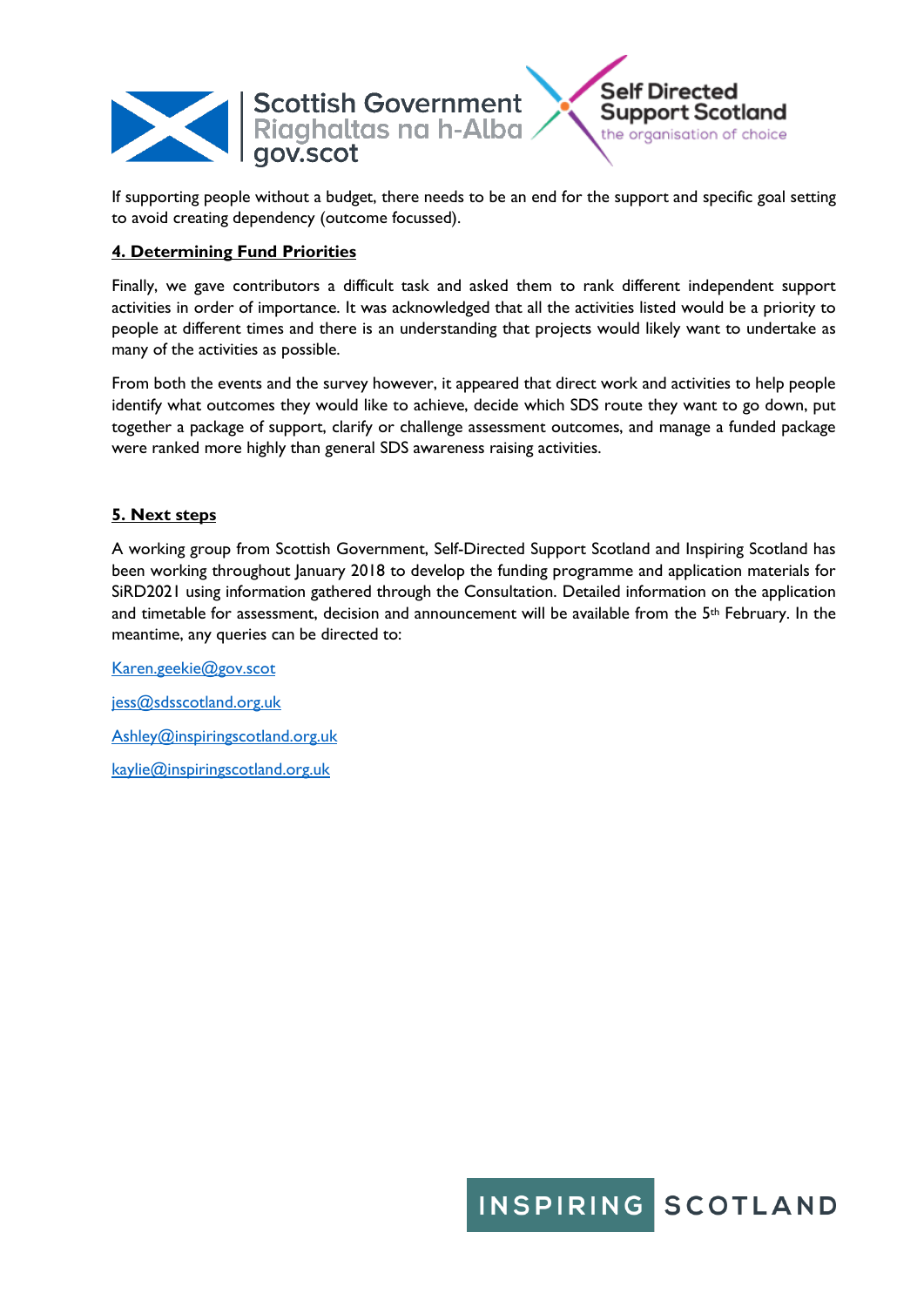If supporting people without a budget, there needs to be an end for the support and specific goal setting to avoid creating dependency (outcome focussed).

**4. Determining Fund Priorities**

Finally, we gave contributors a difficult task and asked them to rank different independent support activities in order of importance. It was acknowledged that all the activities listed would be a priority to people at different times and there is an understanding that projects would likely want to undertake as many of the activities as possible.

From both the events and the survey however, it appeared that direct work and activities to help people identify what outcomes they would like to achieve, decide which SDS route they want to go down, put together a package of support, clarify or challenge assessment outcomes, and manage a funded package were ranked more highly than general SDS awareness raising activities.

**5. Next steps**

A working group from Scottish Government, Self-Directed Support Scotland and Inspiring Scotland has been working throughout January 2018 to develop the funding programme and application materials for SiRD2021 using information gathered through the Consultation. Detailed information on the application and timetable for assessment, decision and announcement will be available from the 5th February. In the meantime, any queries can be directed to:

Karen.geekie@gov.scot

jess@sdsscotland.org.uk

Ashley@inspiringscotland.org.uk

kaylie@inspiringscotland.org.uk